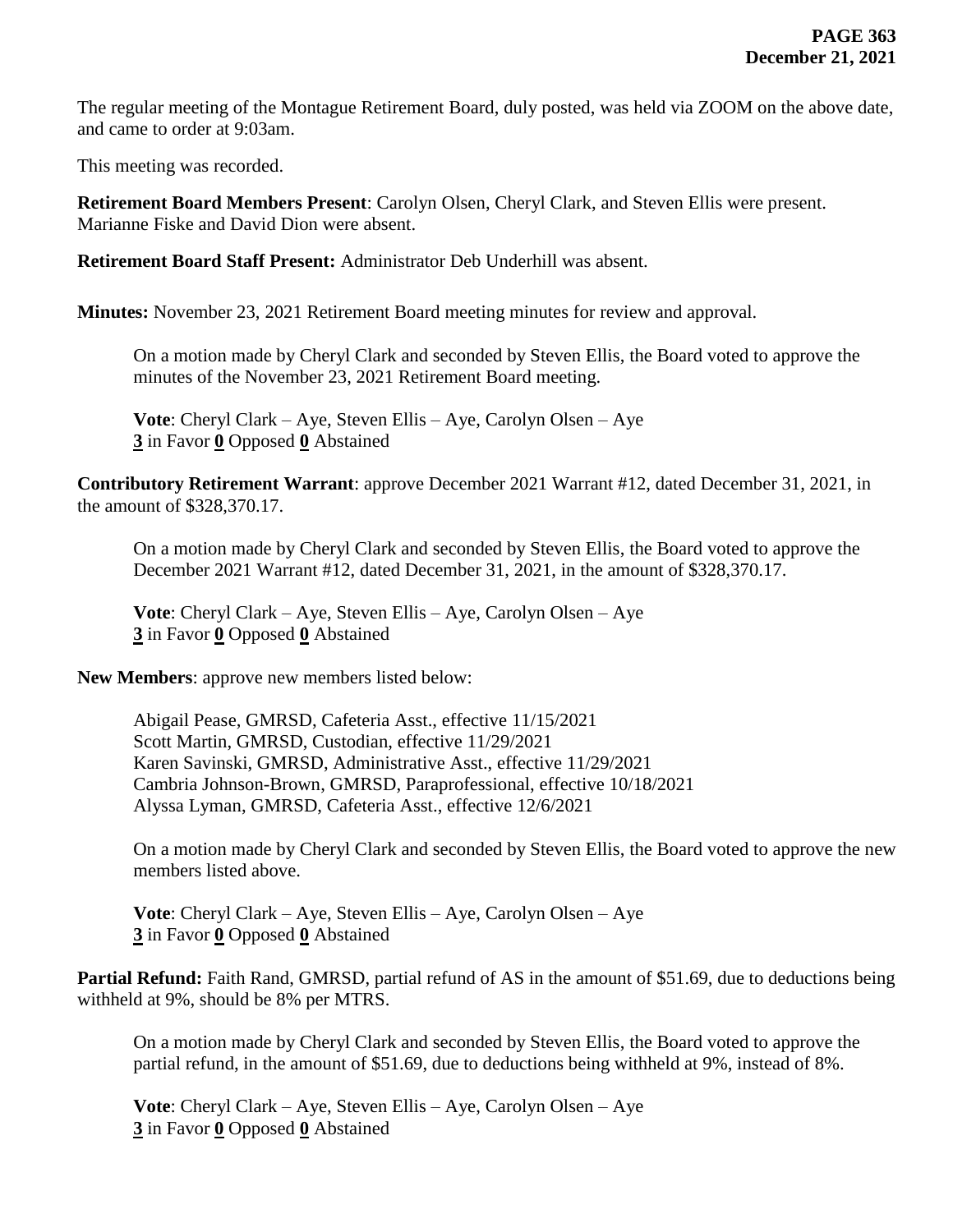The regular meeting of the Montague Retirement Board, duly posted, was held via ZOOM on the above date, and came to order at 9:03am.

This meeting was recorded.

**Retirement Board Members Present**: Carolyn Olsen, Cheryl Clark, and Steven Ellis were present. Marianne Fiske and David Dion were absent.

**Retirement Board Staff Present:** Administrator Deb Underhill was absent.

**Minutes:** November 23, 2021 Retirement Board meeting minutes for review and approval.

> On a motion made by Cheryl Clark and seconded by Steven Ellis, the Board voted to approve the minutes of the November 23, 2021 Retirement Board meeting.
>
> **Vote**: Cheryl Clark – Aye, Steven Ellis – Aye, Carolyn Olsen – Aye
> **3** in Favor **0** Opposed **0** Abstained

**Contributory Retirement Warrant**: approve December 2021 Warrant #12, dated December 31, 2021, in the amount of $328,370.17.

> On a motion made by Cheryl Clark and seconded by Steven Ellis, the Board voted to approve the December 2021 Warrant #12, dated December 31, 2021, in the amount of $328,370.17.
>
> **Vote**: Cheryl Clark – Aye, Steven Ellis – Aye, Carolyn Olsen – Aye
> **3** in Favor **0** Opposed **0** Abstained

**New Members**: approve new members listed below:

> Abigail Pease, GMRSD, Cafeteria Asst., effective 11/15/2021
> Scott Martin, GMRSD, Custodian, effective 11/29/2021
> Karen Savinski, GMRSD, Administrative Asst., effective 11/29/2021
> Cambria Johnson-Brown, GMRSD, Paraprofessional, effective 10/18/2021
> Alyssa Lyman, GMRSD, Cafeteria Asst., effective 12/6/2021
>
> On a motion made by Cheryl Clark and seconded by Steven Ellis, the Board voted to approve the new members listed above.
>
> **Vote**: Cheryl Clark – Aye, Steven Ellis – Aye, Carolyn Olsen – Aye
> **3** in Favor **0** Opposed **0** Abstained

**Partial Refund:** Faith Rand, GMRSD, partial refund of AS in the amount of $51.69, due to deductions being withheld at 9%, should be 8% per MTRS.

> On a motion made by Cheryl Clark and seconded by Steven Ellis, the Board voted to approve the partial refund, in the amount of $51.69, due to deductions being withheld at 9%, instead of 8%.
>
> **Vote**: Cheryl Clark – Aye, Steven Ellis – Aye, Carolyn Olsen – Aye
> **3** in Favor **0** Opposed **0** Abstained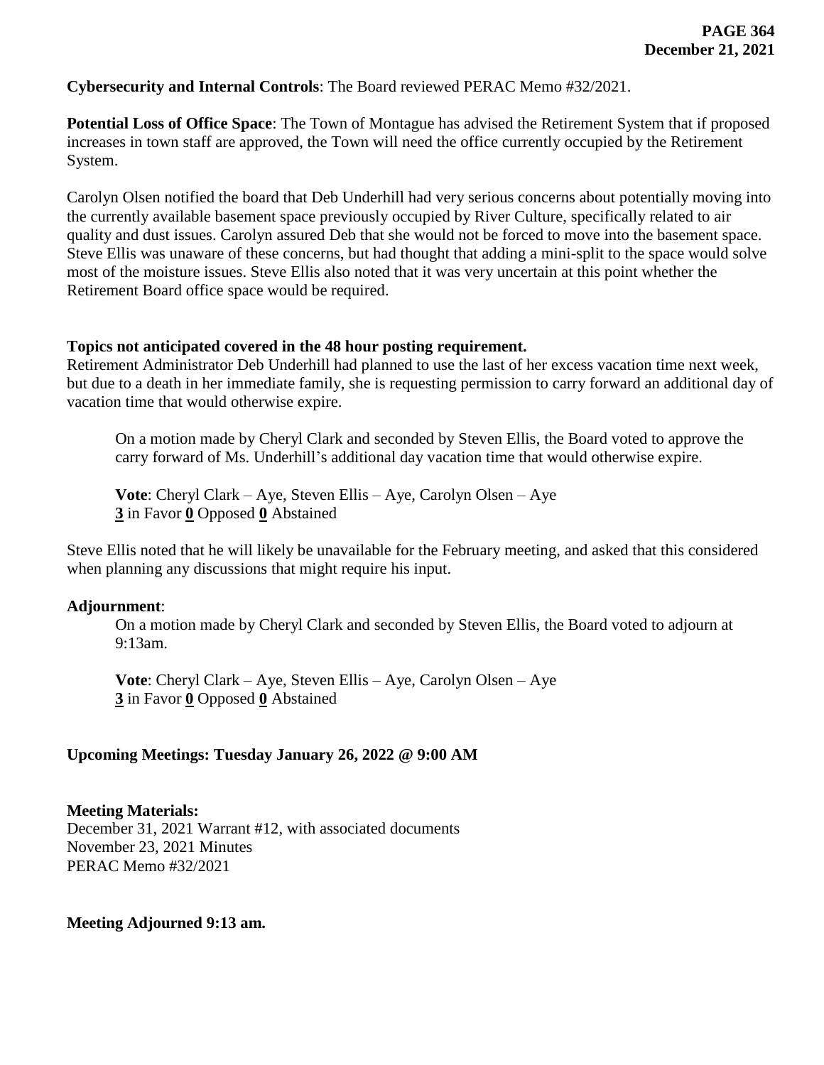**Cybersecurity and Internal Controls**: The Board reviewed PERAC Memo #32/2021.

**Potential Loss of Office Space**: The Town of Montague has advised the Retirement System that if proposed increases in town staff are approved, the Town will need the office currently occupied by the Retirement System.

Carolyn Olsen notified the board that Deb Underhill had very serious concerns about potentially moving into the currently available basement space previously occupied by River Culture, specifically related to air quality and dust issues. Carolyn assured Deb that she would not be forced to move into the basement space. Steve Ellis was unaware of these concerns, but had thought that adding a mini-split to the space would solve most of the moisture issues. Steve Ellis also noted that it was very uncertain at this point whether the Retirement Board office space would be required.

**Topics not anticipated covered in the 48 hour posting requirement.**

Retirement Administrator Deb Underhill had planned to use the last of her excess vacation time next week, but due to a death in her immediate family, she is requesting permission to carry forward an additional day of vacation time that would otherwise expire.

> On a motion made by Cheryl Clark and seconded by Steven Ellis, the Board voted to approve the carry forward of Ms. Underhill's additional day vacation time that would otherwise expire.
>
> **Vote**: Cheryl Clark – Aye, Steven Ellis – Aye, Carolyn Olsen – Aye
> **3** in Favor **0** Opposed **0** Abstained

Steve Ellis noted that he will likely be unavailable for the February meeting, and asked that this considered when planning any discussions that might require his input.

**Adjournment**:

> On a motion made by Cheryl Clark and seconded by Steven Ellis, the Board voted to adjourn at 9:13am.
>
> **Vote**: Cheryl Clark – Aye, Steven Ellis – Aye, Carolyn Olsen – Aye
> **3** in Favor **0** Opposed **0** Abstained

**Upcoming Meetings: Tuesday January 26, 2022 @ 9:00 AM**

**Meeting Materials:**
December 31, 2021 Warrant #12, with associated documents
November 23, 2021 Minutes
PERAC Memo #32/2021

**Meeting Adjourned 9:13 am.**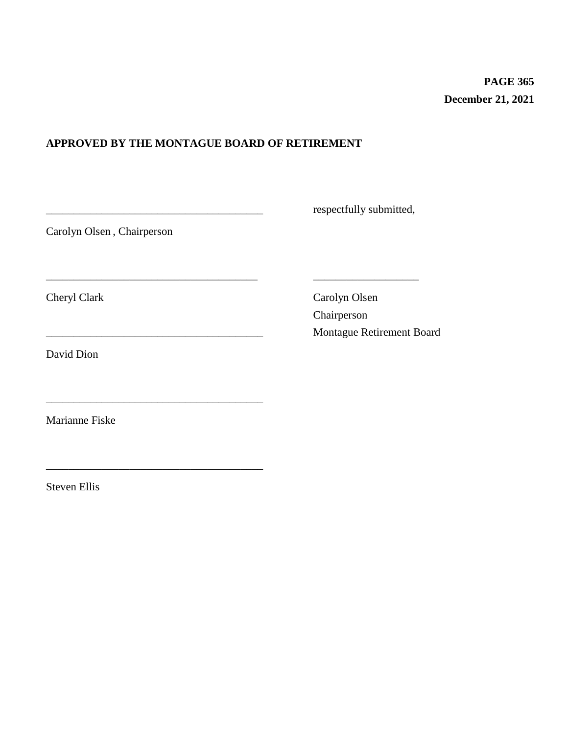**PAGE 365**
**December 21, 2021**

**APPROVED BY THE MONTAGUE BOARD OF RETIREMENT**

_______________________________________

Carolyn Olsen , Chairperson

_______________________________________

Cheryl Clark

_______________________________________

David Dion

_______________________________________

Marianne Fiske

_______________________________________

Steven Ellis

respectfully submitted,

___________________

Carolyn Olsen
Chairperson
Montague Retirement Board